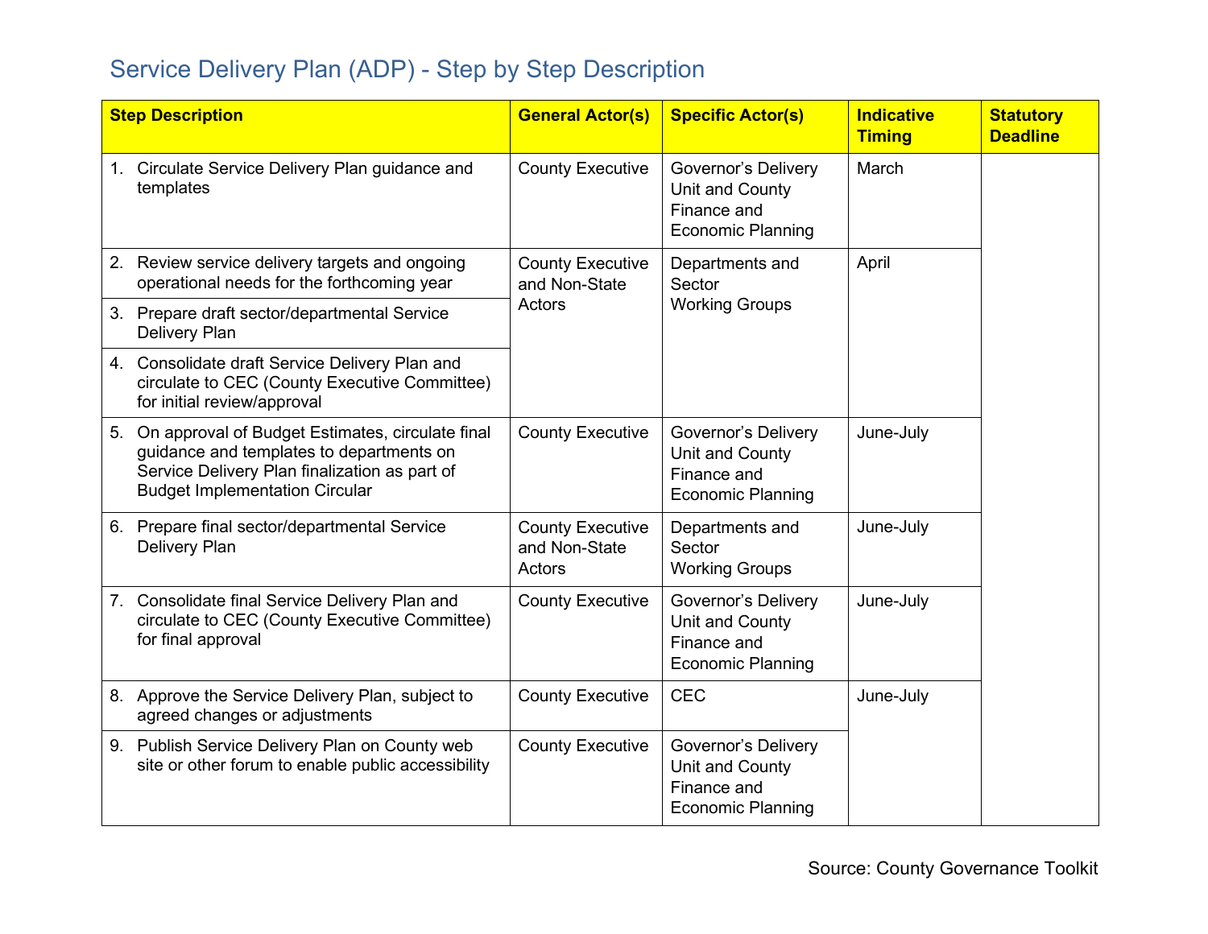## Service Delivery Plan (ADP) - Step by Step Description

| Step Description | General Actor(s) | Specific Actor(s) | Indicative Timing | Statutory Deadline |
|---|---|---|---|---|
| 1. Circulate Service Delivery Plan guidance and templates | County Executive | Governor's Delivery Unit and County Finance and Economic Planning | March | |
| 2. Review service delivery targets and ongoing operational needs for the forthcoming year | County Executive and Non-State Actors | Departments and Sector Working Groups | April | |
| 3. Prepare draft sector/departmental Service Delivery Plan | | | | |
| 4. Consolidate draft Service Delivery Plan and circulate to CEC (County Executive Committee) for initial review/approval | | | | |
| 5. On approval of Budget Estimates, circulate final guidance and templates to departments on Service Delivery Plan finalization as part of Budget Implementation Circular | County Executive | Governor's Delivery Unit and County Finance and Economic Planning | June-July | |
| 6. Prepare final sector/departmental Service Delivery Plan | County Executive and Non-State Actors | Departments and Sector Working Groups | June-July | |
| 7. Consolidate final Service Delivery Plan and circulate to CEC (County Executive Committee) for final approval | County Executive | Governor's Delivery Unit and County Finance and Economic Planning | June-July | |
| 8. Approve the Service Delivery Plan, subject to agreed changes or adjustments | County Executive | CEC | June-July | |
| 9. Publish Service Delivery Plan on County web site or other forum to enable public accessibility | County Executive | Governor's Delivery Unit and County Finance and Economic Planning | | |

Source: County Governance Toolkit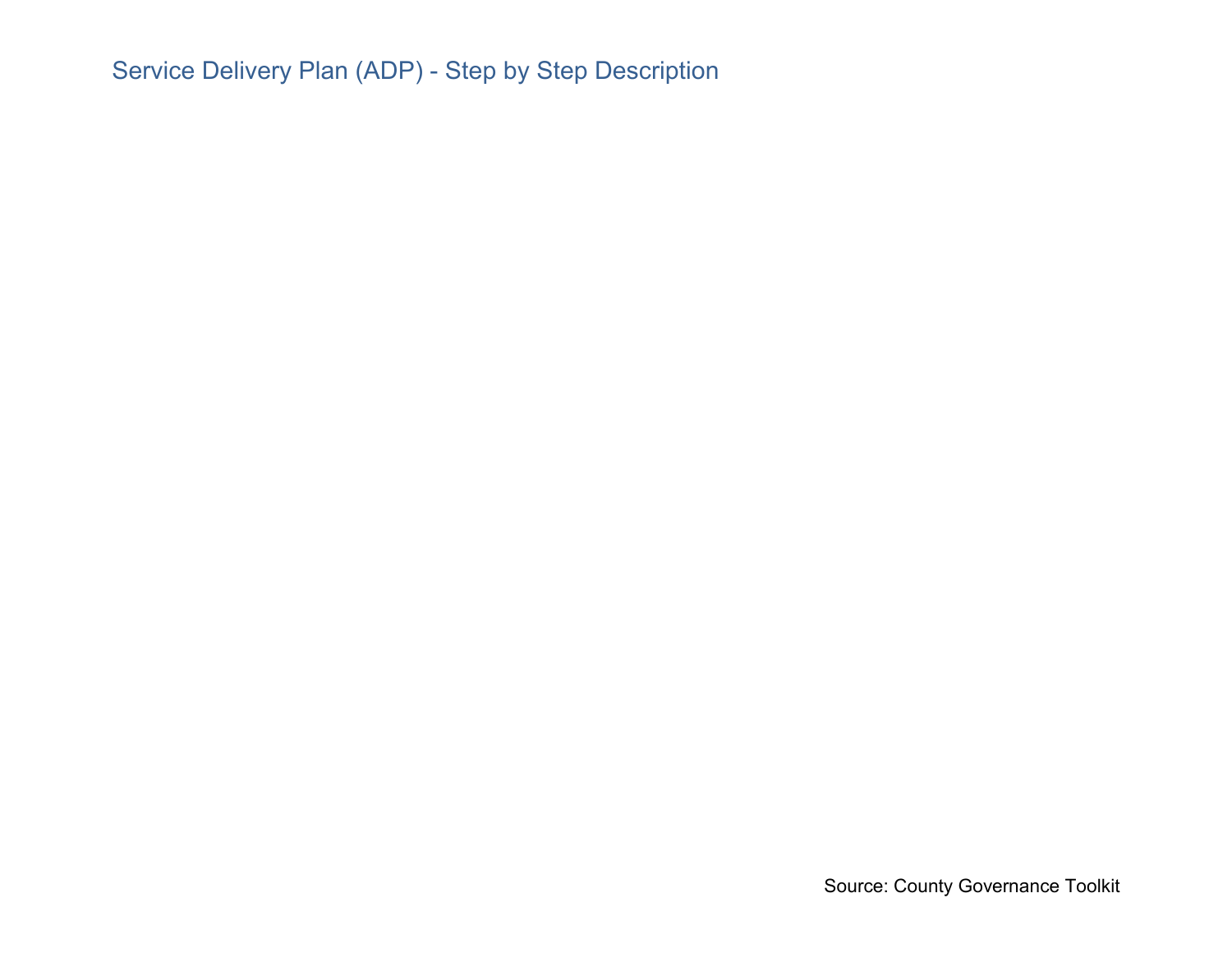## Service Delivery Plan (ADP) - Step by Step Description

Source: County Governance Toolkit